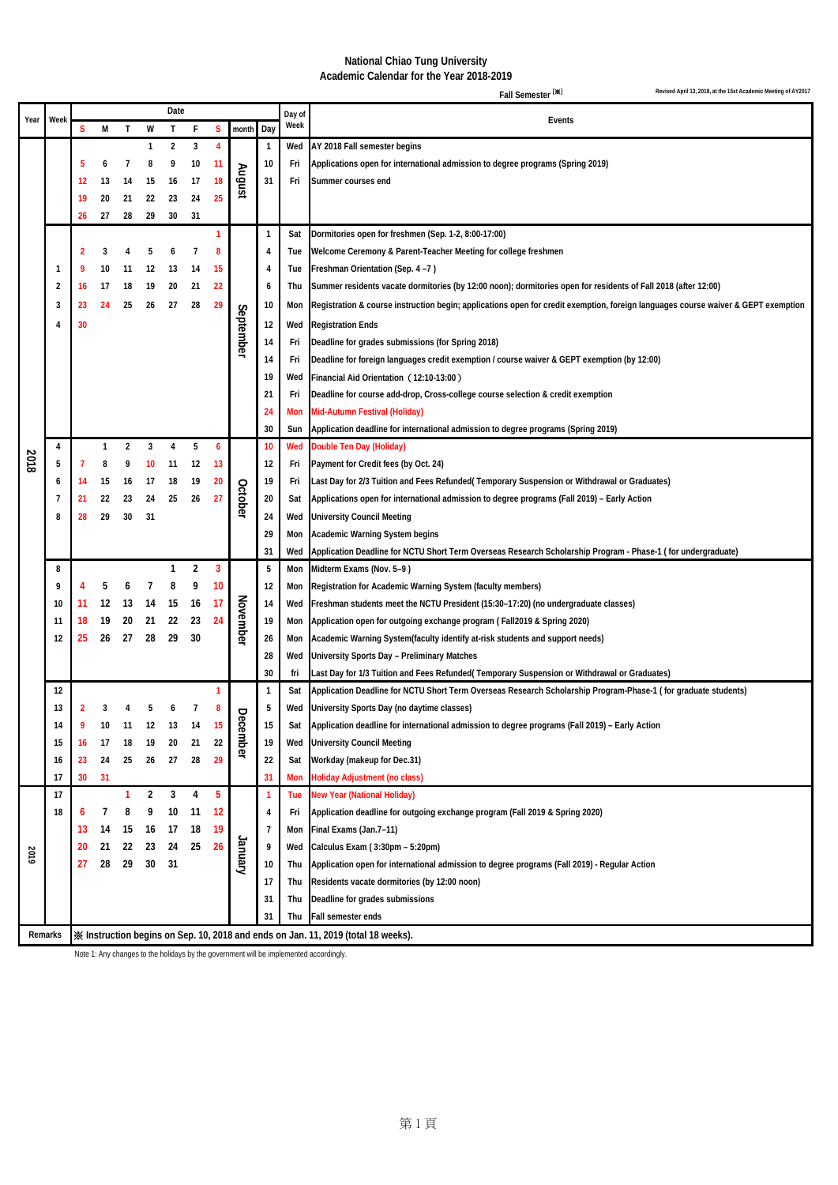**National Chiao Tung University**
**Academic Calendar for the Year 2018-2019**

Fall Semester [※]

Revised April 13, 2018, at the 15st Academic Meeting of AY2017

| Year | Week | S | M | T | W | T | F | S | month | Day | Day of Week | Events |
|---|---|---|---|---|---|---|---|---|---|---|---|---|
| 2018 | | | | | 1 | 2 | 3 | 4 | August | 1 | Wed | AY 2018 Fall semester begins |
| | | 5 | 6 | 7 | 8 | 9 | 10 | 11 | | 10 | Fri | Applications open for international admission to degree programs (Spring 2019) |
| | | 12 | 13 | 14 | 15 | 16 | 17 | 18 | | 31 | Fri | Summer courses end |
| | | 19 | 20 | 21 | 22 | 23 | 24 | 25 | | | | |
| | | 26 | 27 | 28 | 29 | 30 | 31 | | | | | |
| | | | | | | | | 1 | September | 1 | Sat | Dormitories open for freshmen (Sep. 1-2, 8:00-17:00) |
| | | 2 | 3 | 4 | 5 | 6 | 7 | 8 | | 4 | Tue | Welcome Ceremony & Parent-Teacher Meeting for college freshmen |
| | 1 | 9 | 10 | 11 | 12 | 13 | 14 | 15 | | 4 | Tue | Freshman Orientation (Sep. 4 –7 ) |
| | 2 | 16 | 17 | 18 | 19 | 20 | 21 | 22 | | 6 | Thu | Summer residents vacate dormitories (by 12:00 noon); dormitories open for residents of Fall 2018 (after 12:00) |
| | 3 | 23 | 24 | 25 | 26 | 27 | 28 | 29 | | 10 | Mon | Registration & course instruction begin; applications open for credit exemption, foreign languages course waiver & GEPT exemption |
| | 4 | 30 | | | | | | | | 12 | Wed | Registration Ends |
| | | | | | | | | | | 14 | Fri | Deadline for grades submissions (for Spring 2018) |
| | | | | | | | | | | 14 | Fri | Deadline for foreign languages credit exemption / course waiver & GEPT exemption (by 12:00) |
| | | | | | | | | | | 19 | Wed | Financial Aid Orientation（12:10-13:00） |
| | | | | | | | | | | 21 | Fri | Deadline for course add-drop, Cross-college course selection & credit exemption |
| | | | | | | | | | | 24 | Mon | Mid-Autumn Festival (Holiday) |
| | | | | | | | | | | 30 | Sun | Application deadline for international admission to degree programs (Spring 2019) |
| | 4 | | 1 | 2 | 3 | 4 | 5 | 6 | October | 10 | Wed | Double Ten Day (Holiday) |
| | 5 | 7 | 8 | 9 | 10 | 11 | 12 | 13 | | 12 | Fri | Payment for Credit fees (by Oct. 24) |
| | 6 | 14 | 15 | 16 | 17 | 18 | 19 | 20 | | 19 | Fri | Last Day for 2/3 Tuition and Fees Refunded( Temporary Suspension or Withdrawal or Graduates) |
| | 7 | 21 | 22 | 23 | 24 | 25 | 26 | 27 | | 20 | Sat | Applications open for international admission to degree programs (Fall 2019) – Early Action |
| | 8 | 28 | 29 | 30 | 31 | | | | | 24 | Wed | University Council Meeting |
| | | | | | | | | | | 29 | Mon | Academic Warning System begins |
| | | | | | | | | | | 31 | Wed | Application Deadline for NCTU Short Term Overseas Research Scholarship Program - Phase-1 ( for undergraduate) |
| | 8 | | | | | 1 | 2 | 3 | November | 5 | Mon | Midterm Exams (Nov. 5–9 ) |
| | 9 | 4 | 5 | 6 | 7 | 8 | 9 | 10 | | 12 | Mon | Registration for Academic Warning System (faculty members) |
| | 10 | 11 | 12 | 13 | 14 | 15 | 16 | 17 | | 14 | Wed | Freshman students meet the NCTU President (15:30–17:20) (no undergraduate classes) |
| | 11 | 18 | 19 | 20 | 21 | 22 | 23 | 24 | | 19 | Mon | Application open for outgoing exchange program ( Fall2019 & Spring 2020) |
| | 12 | 25 | 26 | 27 | 28 | 29 | 30 | | | 26 | Mon | Academic Warning System(faculty identify at-risk students and support needs) |
| | | | | | | | | | | 28 | Wed | University Sports Day – Preliminary Matches |
| | | | | | | | | | | 30 | fri | Last Day for 1/3 Tuition and Fees Refunded( Temporary Suspension or Withdrawal or Graduates) |
| | 12 | | | | | | | 1 | December | 1 | Sat | Application Deadline for NCTU Short Term Overseas Research Scholarship Program-Phase-1 ( for graduate students) |
| | 13 | 2 | 3 | 4 | 5 | 6 | 7 | 8 | | 5 | Wed | University Sports Day (no daytime classes) |
| | 14 | 9 | 10 | 11 | 12 | 13 | 14 | 15 | | 15 | Sat | Application deadline for international admission to degree programs (Fall 2019) – Early Action |
| | 15 | 16 | 17 | 18 | 19 | 20 | 21 | 22 | | 19 | Wed | University Council Meeting |
| | 16 | 23 | 24 | 25 | 26 | 27 | 28 | 29 | | 22 | Sat | Workday (makeup for Dec.31) |
| | 17 | 30 | 31 | | | | | | | 31 | Mon | Holiday Adjustment (no class) |
| 2019 | 17 | | | 1 | 2 | 3 | 4 | 5 | January | 1 | Tue | New Year (National Holiday) |
| | 18 | 6 | 7 | 8 | 9 | 10 | 11 | 12 | | 4 | Fri | Application deadline for outgoing exchange program (Fall 2019 & Spring 2020) |
| | | 13 | 14 | 15 | 16 | 17 | 18 | 19 | | 7 | Mon | Final Exams (Jan.7–11) |
| | | 20 | 21 | 22 | 23 | 24 | 25 | 26 | | 9 | Wed | Calculus Exam ( 3:30pm – 5:20pm) |
| | | 27 | 28 | 29 | 30 | 31 | | | | 10 | Thu | Application open for international admission to degree programs (Fall 2019) - Regular Action |
| | | | | | | | | | | 17 | Thu | Residents vacate dormitories (by 12:00 noon) |
| | | | | | | | | | | 31 | Thu | Deadline for grades submissions |
| | | | | | | | | | | 31 | Thu | Fall semester ends |
| Remarks | ※ Instruction begins on Sep. 10, 2018 and ends on Jan. 11, 2019 (total 18 weeks). | | | | | | | | | | | |

Note 1: Any changes to the holidays by the government will be implemented accordingly.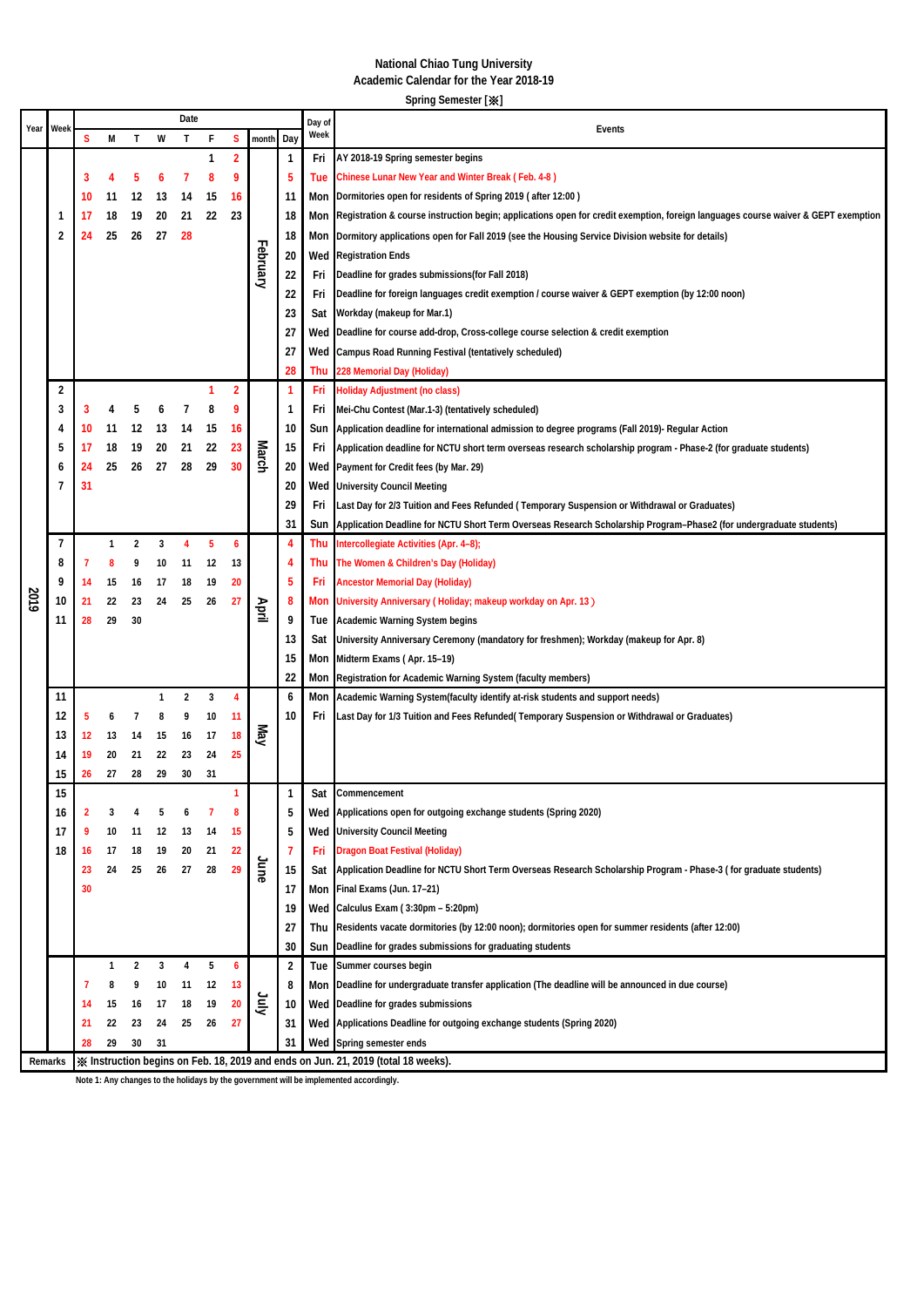**National Chiao Tung University**

**Academic Calendar for the Year 2018-19**

**Spring Semester [※]**

| Year | Week | S | M | T | W | T | F | S | month | Day | Day of Week | Events |
|---|---|---|---|---|---|---|---|---|---|---|---|---|
| 2019 | | | | | | | 1 | 2 | February | 1 | Fri | AY 2018-19 Spring semester begins |
| | | 3 | 4 | 5 | 6 | 7 | 8 | 9 | | 5 | Tue | Chinese Lunar New Year and Winter Break ( Feb. 4-8 ) |
| | | 10 | 11 | 12 | 13 | 14 | 15 | 16 | | 11 | Mon | Dormitories open for residents of Spring 2019 ( after 12:00 ) |
| | 1 | 17 | 18 | 19 | 20 | 21 | 22 | 23 | | 18 | Mon | Registration & course instruction begin; applications open for credit exemption, foreign languages course waiver & GEPT exemption |
| | 2 | 24 | 25 | 26 | 27 | 28 | | | | 18 | Mon | Dormitory applications open for Fall 2019 (see the Housing Service Division website for details) |
| | | | | | | | | | | 20 | Wed | Registration Ends |
| | | | | | | | | | | 22 | Fri | Deadline for grades submissions(for Fall 2018) |
| | | | | | | | | | | 22 | Fri | Deadline for foreign languages credit exemption / course waiver & GEPT exemption (by 12:00 noon) |
| | | | | | | | | | | 23 | Sat | Workday (makeup for Mar.1) |
| | | | | | | | | | | 27 | Wed | Deadline for course add-drop, Cross-college course selection & credit exemption |
| | | | | | | | | | | 27 | Wed | Campus Road Running Festival (tentatively scheduled) |
| | | | | | | | | | | 28 | Thu | 228 Memorial Day (Holiday) |
| | 2 | | | | | | 1 | 2 | March | 1 | Fri | Holiday Adjustment (no class) |
| | 3 | 3 | 4 | 5 | 6 | 7 | 8 | 9 | | 1 | Fri | Mei-Chu Contest (Mar.1-3) (tentatively scheduled) |
| | 4 | 10 | 11 | 12 | 13 | 14 | 15 | 16 | | 10 | Sun | Application deadline for international admission to degree programs (Fall 2019)- Regular Action |
| | 5 | 17 | 18 | 19 | 20 | 21 | 22 | 23 | | 15 | Fri | Application deadline for NCTU short term overseas research scholarship program - Phase-2 (for graduate students) |
| | 6 | 24 | 25 | 26 | 27 | 28 | 29 | 30 | | 20 | Wed | Payment for Credit fees (by Mar. 29) |
| | 7 | 31 | | | | | | | | 20 | Wed | University Council Meeting |
| | | | | | | | | | | 29 | Fri | Last Day for 2/3 Tuition and Fees Refunded ( Temporary Suspension or Withdrawal or Graduates) |
| | | | | | | | | | | 31 | Sun | Application Deadline for NCTU Short Term Overseas Research Scholarship Program–Phase2 (for undergraduate students) |
| | 7 | | 1 | 2 | 3 | 4 | 5 | 6 | April | 4 | Thu | Intercollegiate Activities (Apr. 4–8); |
| | 8 | 7 | 8 | 9 | 10 | 11 | 12 | 13 | | 4 | Thu | The Women & Children's Day (Holiday) |
| | 9 | 14 | 15 | 16 | 17 | 18 | 19 | 20 | | 5 | Fri | Ancestor Memorial Day (Holiday) |
| | 10 | 21 | 22 | 23 | 24 | 25 | 26 | 27 | | 8 | Mon | University Anniversary ( Holiday; makeup workday on Apr. 13 ) |
| | 11 | 28 | 29 | 30 | | | | | | 9 | Tue | Academic Warning System begins |
| | | | | | | | | | | 13 | Sat | University Anniversary Ceremony (mandatory for freshmen); Workday (makeup for Apr. 8) |
| | | | | | | | | | | 15 | Mon | Midterm Exams ( Apr. 15–19) |
| | | | | | | | | | | 22 | Mon | Registration for Academic Warning System (faculty members) |
| | 11 | | | | 1 | 2 | 3 | 4 | May | 6 | Mon | Academic Warning System(faculty identify at-risk students and support needs) |
| | 12 | 5 | 6 | 7 | 8 | 9 | 10 | 11 | | 10 | Fri | Last Day for 1/3 Tuition and Fees Refunded( Temporary Suspension or Withdrawal or Graduates) |
| | 13 | 12 | 13 | 14 | 15 | 16 | 17 | 18 | | | | |
| | 14 | 19 | 20 | 21 | 22 | 23 | 24 | 25 | | | | |
| | 15 | 26 | 27 | 28 | 29 | 30 | 31 | | | | | |
| | 15 | | | | | | | 1 | June | 1 | Sat | Commencement |
| | 16 | 2 | 3 | 4 | 5 | 6 | 7 | 8 | | 5 | Wed | Applications open for outgoing exchange students (Spring 2020) |
| | 17 | 9 | 10 | 11 | 12 | 13 | 14 | 15 | | 5 | Wed | University Council Meeting |
| | 18 | 16 | 17 | 18 | 19 | 20 | 21 | 22 | | 7 | Fri | Dragon Boat Festival (Holiday) |
| | | 23 | 24 | 25 | 26 | 27 | 28 | 29 | | 15 | Sat | Application Deadline for NCTU Short Term Overseas Research Scholarship Program - Phase-3 ( for graduate students) |
| | | 30 | | | | | | | | 17 | Mon | Final Exams (Jun. 17–21) |
| | | | | | | | | | | 19 | Wed | Calculus Exam ( 3:30pm – 5:20pm) |
| | | | | | | | | | | 27 | Thu | Residents vacate dormitories (by 12:00 noon); dormitories open for summer residents (after 12:00) |
| | | | | | | | | | | 30 | Sun | Deadline for grades submissions for graduating students |
| | | | 1 | 2 | 3 | 4 | 5 | 6 | July | 2 | Tue | Summer courses begin |
| | | 7 | 8 | 9 | 10 | 11 | 12 | 13 | | 8 | Mon | Deadline for undergraduate transfer application (The deadline will be announced in due course) |
| | | 14 | 15 | 16 | 17 | 18 | 19 | 20 | | 10 | Wed | Deadline for grades submissions |
| | | 21 | 22 | 23 | 24 | 25 | 26 | 27 | | 31 | Wed | Applications Deadline for outgoing exchange students (Spring 2020) |
| | | 28 | 29 | 30 | 31 | | | | | 31 | Wed | Spring semester ends |
| Remarks | ※ Instruction begins on Feb. 18, 2019 and ends on Jun. 21, 2019 (total 18 weeks). | | | | | | | | | | | |

Note 1: Any changes to the holidays by the government will be implemented accordingly.